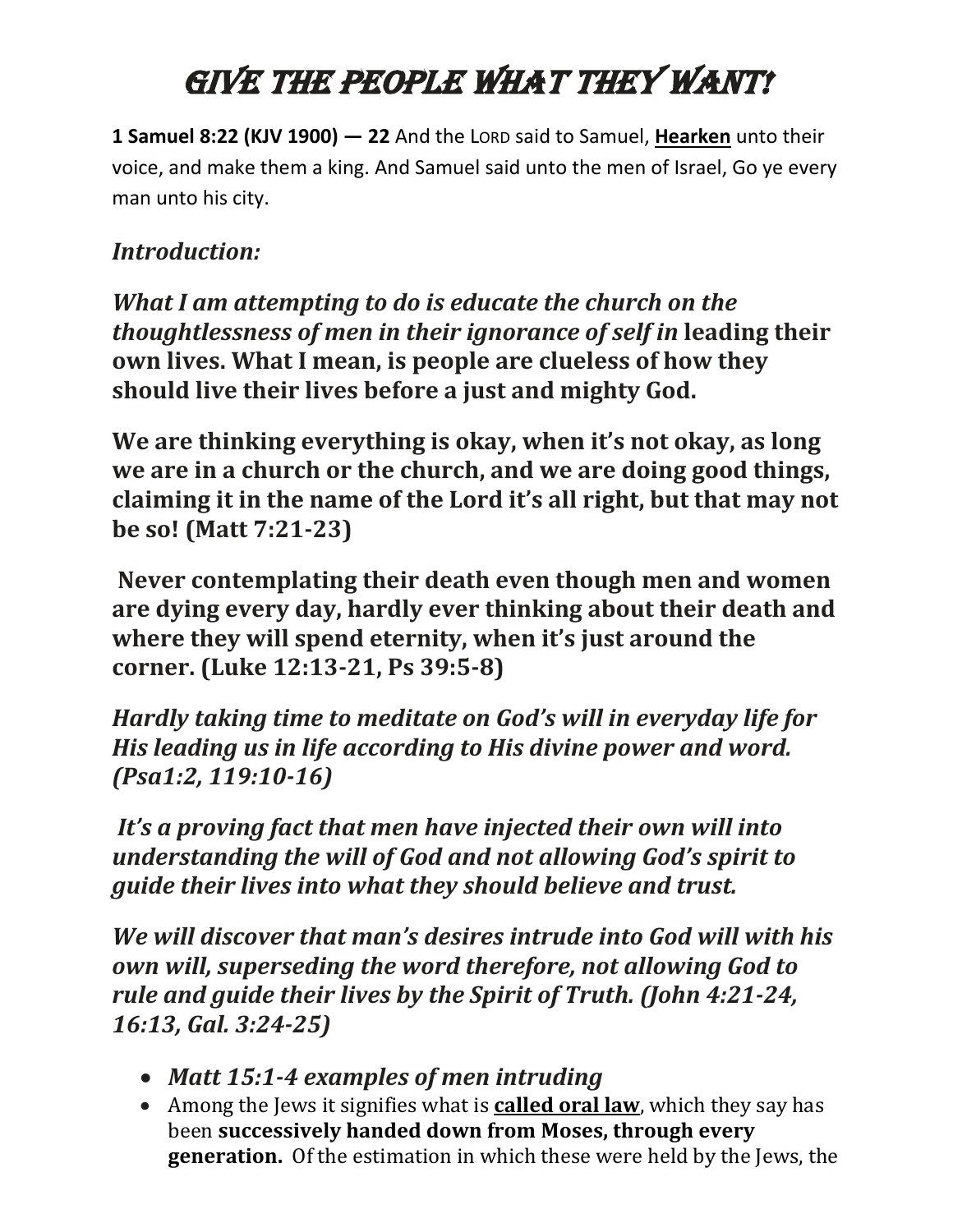# Give the People What They Want!

**1 Samuel 8:22 (KJV 1900) — 22** And the LORD said to Samuel, **Hearken** unto their voice, and make them a king. And Samuel said unto the men of Israel, Go ye every man unto his city.

***Introduction:***

***What I am attempting to do is educate the church on the thoughtlessness of men in their ignorance of self in* leading their own lives. What I mean, is people are clueless of how they should live their lives before a just and mighty God.**

**We are thinking everything is okay, when it's not okay, as long we are in a church or the church, and we are doing good things, claiming it in the name of the Lord it's all right, but that may not be so! (Matt 7:21-23)**

**Never contemplating their death even though men and women are dying every day, hardly ever thinking about their death and where they will spend eternity, when it's just around the corner. (Luke 12:13-21, Ps 39:5-8)**

***Hardly taking time to meditate on God's will in everyday life for His leading us in life according to His divine power and word. (Psa1:2, 119:10-16)***

***It's a proving fact that men have injected their own will into understanding the will of God and not allowing God's spirit to guide their lives into what they should believe and trust.***

***We will discover that man's desires intrude into God will with his own will, superseding the word therefore, not allowing God to rule and guide their lives by the Spirit of Truth. (John 4:21-24, 16:13, Gal. 3:24-25)***

- ***Matt 15:1-4 examples of men intruding***
- Among the Jews it signifies what is **called oral law**, which they say has been **successively handed down from Moses, through every generation.** Of the estimation in which these were held by the Jews, the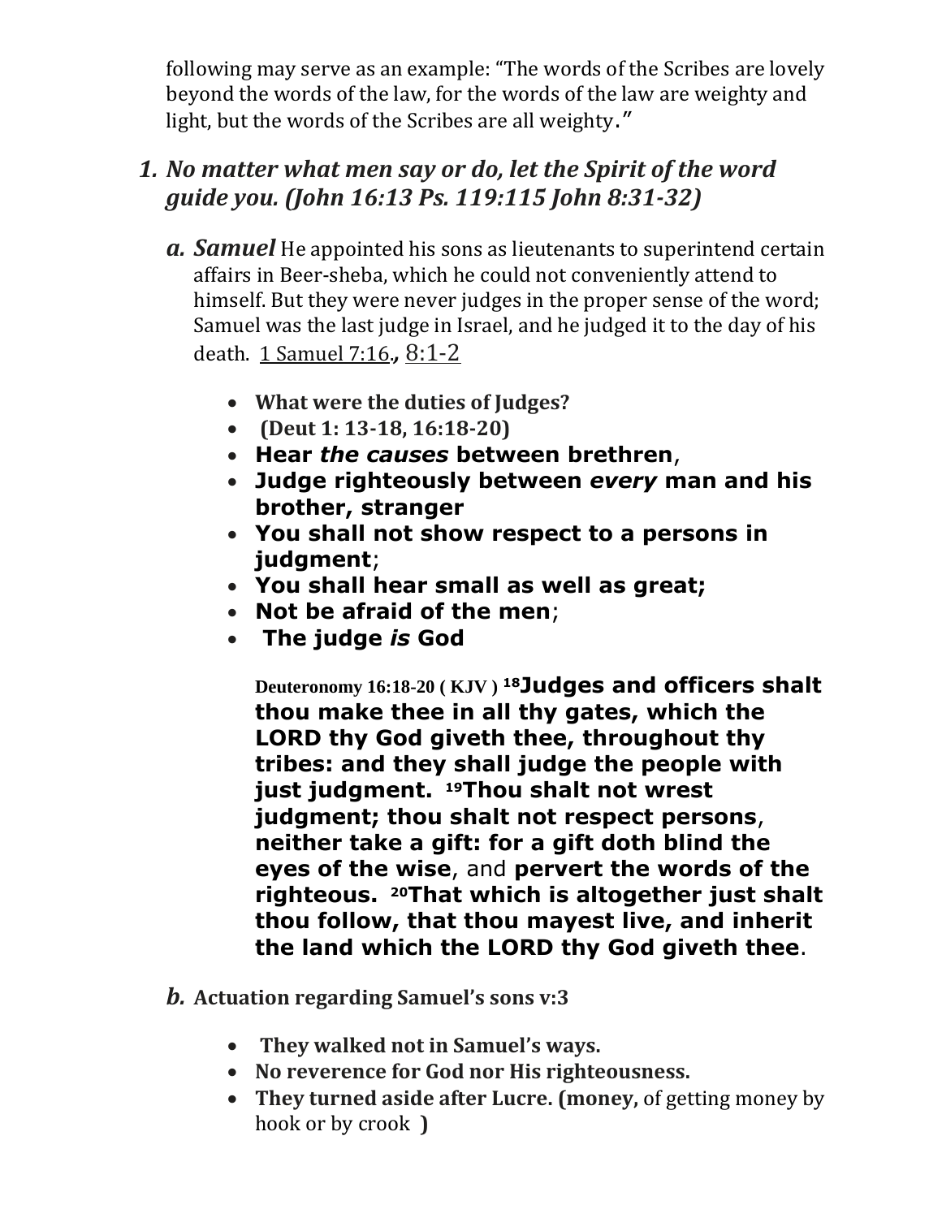following may serve as an example: "The words of the Scribes are lovely beyond the words of the law, for the words of the law are weighty and light, but the words of the Scribes are all weighty."

## *1. No matter what men say or do, let the Spirit of the word guide you. (John 16:13 Ps. 119:115 John 8:31-32)*

***a. Samuel*** He appointed his sons as lieutenants to superintend certain affairs in Beer-sheba, which he could not conveniently attend to himself. But they were never judges in the proper sense of the word; Samuel was the last judge in Israel, and he judged it to the day of his death. 1 Samuel 7:16**.,** 8:1-2

- **What were the duties of Judges?**
- **(Deut 1: 13-18, 16:18-20)**
- **Hear *the causes* between brethren**,
- **Judge righteously between *every* man and his brother, stranger**
- **You shall not show respect to a persons in judgment**;
- **You shall hear small as well as great;**
- **Not be afraid of the men**;
- **The judge *is* God**

**Deuteronomy 16:18-20 ( KJV )** **[18]Judges and officers shalt thou make thee in all thy gates, which the LORD thy God giveth thee, throughout thy tribes: and they shall judge the people with just judgment. [19]Thou shalt not wrest judgment; thou shalt not respect persons**, **neither take a gift: for a gift doth blind the eyes of the wise**, and **pervert the words of the righteous. [20]That which is altogether just shalt thou follow, that thou mayest live, and inherit the land which the LORD thy God giveth thee**.

***b.*** **Actuation regarding Samuel's sons v:3**

- **They walked not in Samuel's ways.**
- **No reverence for God nor His righteousness.**
- **They turned aside after Lucre. (money,** of getting money by hook or by crook **)**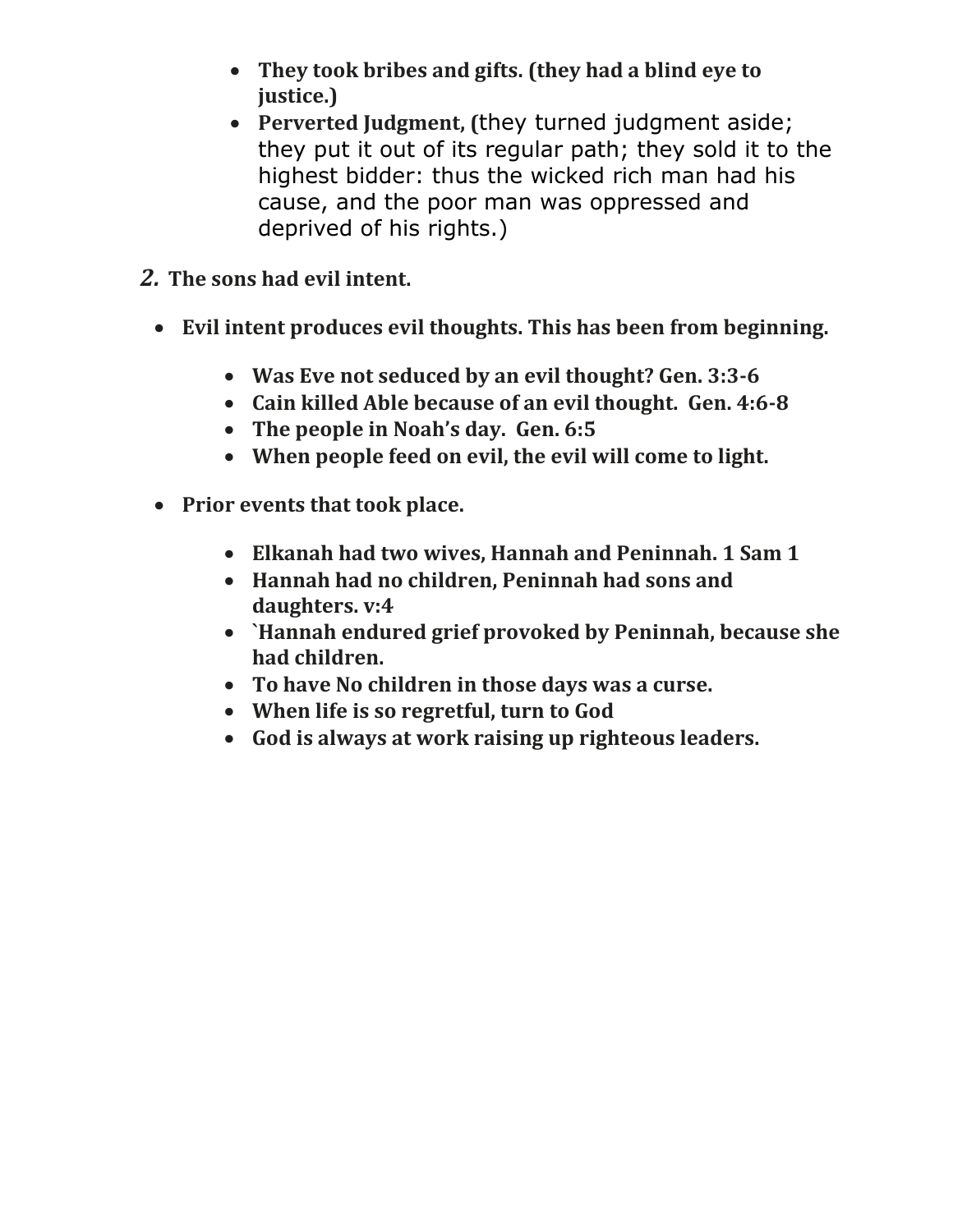- **They took bribes and gifts. (they had a blind eye to justice.)**
- **Perverted Judgment, (**they turned judgment aside; they put it out of its regular path; they sold it to the highest bidder: thus the wicked rich man had his cause, and the poor man was oppressed and deprived of his rights.)

***2.*** **The sons had evil intent.**

- **Evil intent produces evil thoughts. This has been from beginning.**
  - **Was Eve not seduced by an evil thought? Gen. 3:3-6**
  - **Cain killed Able because of an evil thought. Gen. 4:6-8**
  - **The people in Noah's day. Gen. 6:5**
  - **When people feed on evil, the evil will come to light.**
- **Prior events that took place.**
  - **Elkanah had two wives, Hannah and Peninnah. 1 Sam 1**
  - **Hannah had no children, Peninnah had sons and daughters. v:4**
  - **`Hannah endured grief provoked by Peninnah, because she had children.**
  - **To have No children in those days was a curse.**
  - **When life is so regretful, turn to God**
  - **God is always at work raising up righteous leaders.**